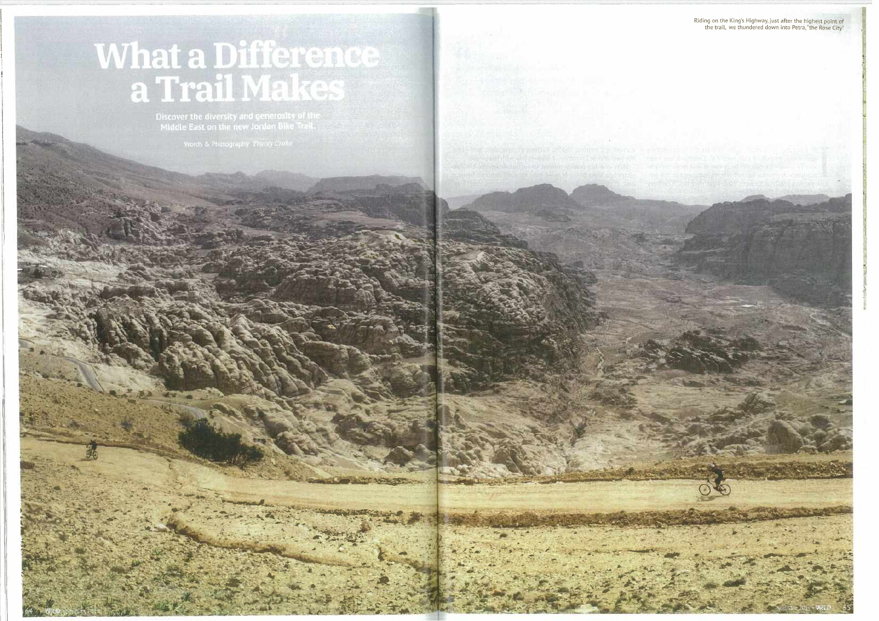# What a Difference a Trail Makes

Discover the diversity and generosity of the Middle East on the new Jordan Bike Trail.

Words & Photography *Tracey Croke*

Riding on the King's Highway, just after the highest point of the trail, we thundered down into Petra, "the Rose City"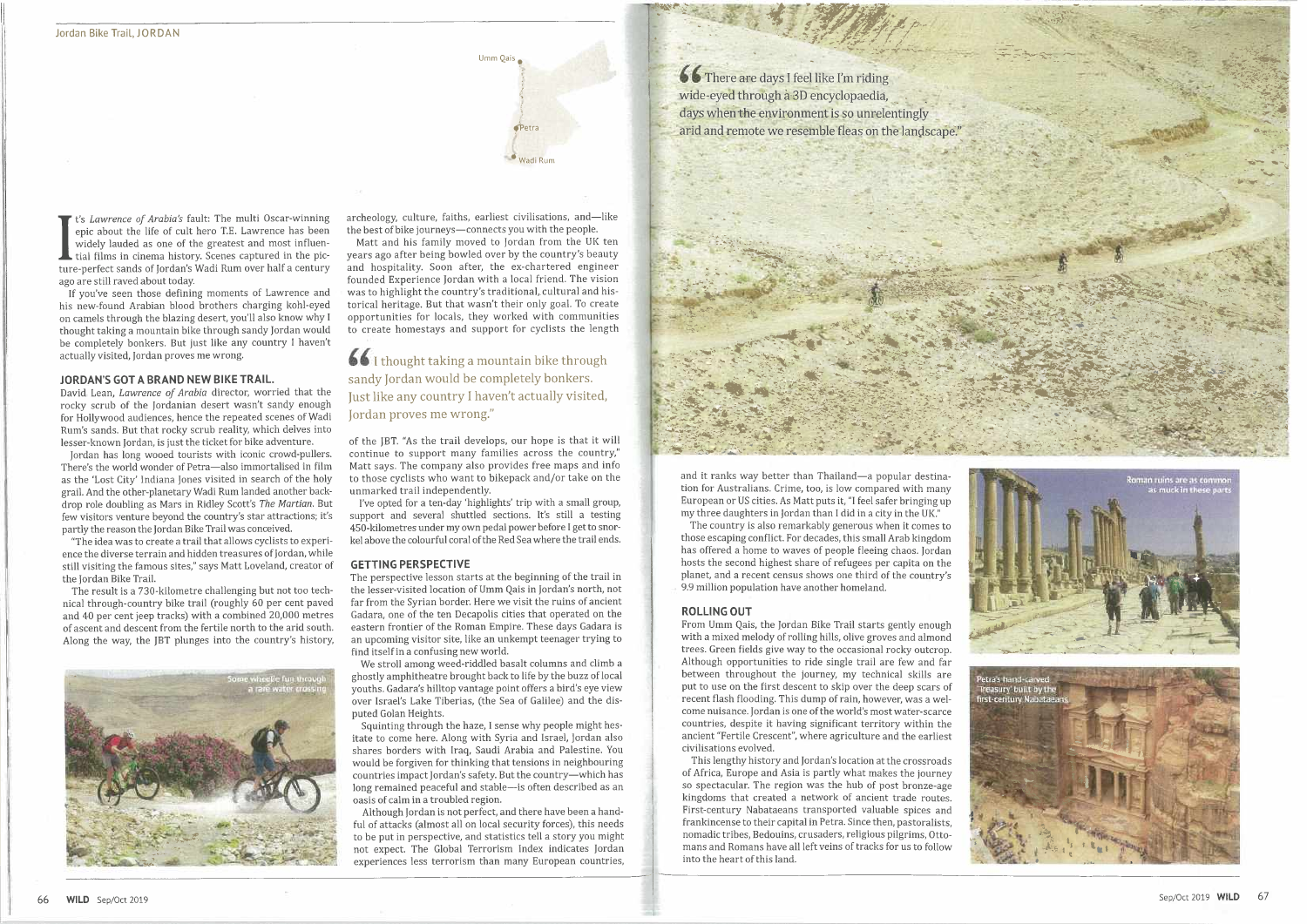Umm Qais

Petra

Wadi Rum

It's *Lawrence of Arabia's* fault: The multi Oscar-winning epic about the life of cult hero T.E. Lawrence has been widely lauded as one of the greatest and most influential films in cinema history. Scenes captured in the picture-perfect sands of Jordan's Wadi Rum over half a century ago are still raved about today.

If you've seen those defining moments of Lawrence and his new-found Arabian blood brothers charging kohl-eyed on camels through the blazing desert, you'll also know why I thought taking a mountain bike through sandy Jordan would be completely bonkers. But just like any country I haven't actually visited, Jordan proves me wrong.

## JORDAN'S GOT A BRAND NEW BIKE TRAIL.

David Lean, *Lawrence of Arabia* director, worried that the rocky scrub of the Jordanian desert wasn't sandy enough for Hollywood audiences, hence the repeated scenes of Wadi Rum's sands. But that rocky scrub reality, which delves into lesser-known Jordan, is just the ticket for bike adventure.

Jordan has long wooed tourists with iconic crowd-pullers. There's the world wonder of Petra—also immortalised in film as the 'Lost City' Indiana Jones visited in search of the holy grail. And the other-planetary Wadi Rum landed another backdrop role doubling as Mars in Ridley Scott's *The Martian*. But few visitors venture beyond the country's star attractions; it's partly the reason the Jordan Bike Trail was conceived.

"The idea was to create a trail that allows cyclists to experience the diverse terrain and hidden treasures of Jordan, while still visiting the famous sites," says Matt Loveland, creator of the Jordan Bike Trail.

The result is a 730-kilometre challenging but not too technical through-country bike trail (roughly 60 per cent paved and 40 per cent jeep tracks) with a combined 20,000 metres of ascent and descent from the fertile north to the arid south. Along the way, the JBT plunges into the country's history, archeology, culture, faiths, earliest civilisations, and—like the best of bike journeys—connects you with the people.

Some wheelie fun through a rare water crossing

Matt and his family moved to Jordan from the UK ten years ago after being bowled over by the country's beauty and hospitality. Soon after, the ex-chartered engineer founded Experience Jordan with a local friend. The vision was to highlight the country's traditional, cultural and historical heritage. But that wasn't their only goal. To create opportunities for locals, they worked with communities to create homestays and support for cyclists the length of the JBT. "As the trail develops, our hope is that it will continue to support many families across the country," Matt says. The company also provides free maps and info to those cyclists who want to bikepack and/or take on the unmarked trail independently.

> "I thought taking a mountain bike through sandy Jordan would be completely bonkers. Just like any country I haven't actually visited, Jordan proves me wrong."

I've opted for a ten-day 'highlights' trip with a small group, support and several shuttled sections. It's still a testing 450-kilometres under my own pedal power before I get to snorkel above the colourful coral of the Red Sea where the trail ends.

## GETTING PERSPECTIVE

The perspective lesson starts at the beginning of the trail in the lesser-visited location of Umm Qais in Jordan's north, not far from the Syrian border. Here we visit the ruins of ancient Gadara, one of the ten Decapolis cities that operated on the eastern frontier of the Roman Empire. These days Gadara is an upcoming visitor site, like an unkempt teenager trying to find itself in a confusing new world.

We stroll among weed-riddled basalt columns and climb a ghostly amphitheatre brought back to life by the buzz of local youths. Gadara's hilltop vantage point offers a bird's eye view over Israel's Lake Tiberias, (the Sea of Galilee) and the disputed Golan Heights.

Squinting through the haze, I sense why people might hesitate to come here. Along with Syria and Israel, Jordan also shares borders with Iraq, Saudi Arabia and Palestine. You would be forgiven for thinking that tensions in neighbouring countries impact Jordan's safety. But the country—which has long remained peaceful and stable—is often described as an oasis of calm in a troubled region.

Although Jordan is not perfect, and there have been a handful of attacks (almost all on local security forces), this needs to be put in perspective, and statistics tell a story you might not expect. The Global Terrorism Index indicates Jordan experiences less terrorism than many European countries, and it ranks way better than Thailand—a popular destination for Australians. Crime, too, is low compared with many European or US cities. As Matt puts it, "I feel safer bringing up my three daughters in Jordan than I did in a city in the UK."

> "There are days I feel like I'm riding wide-eyed through a 3D encyclopaedia, days when the environment is so unrelentingly arid and remote we resemble fleas on the landscape."

The country is also remarkably generous when it comes to those escaping conflict. For decades, this small Arab kingdom has offered a home to waves of people fleeing chaos. Jordan hosts the second highest share of refugees per capita on the planet, and a recent census shows one third of the country's 9.9 million population have another homeland.

## ROLLING OUT

From Umm Qais, the Jordan Bike Trail starts gently enough with a mixed melody of rolling hills, olive groves and almond trees. Green fields give way to the occasional rocky outcrop. Although opportunities to ride single trail are few and far between throughout the journey, my technical skills are put to use on the first descent to skip over the deep scars of recent flash flooding. This dump of rain, however, was a welcome nuisance. Jordan is one of the world's most water-scarce countries, despite it having significant territory within the ancient "Fertile Crescent", where agriculture and the earliest civilisations evolved.

This lengthy history and Jordan's location at the crossroads of Africa, Europe and Asia is partly what makes the journey so spectacular. The region was the hub of post bronze-age kingdoms that created a network of ancient trade routes. First-century Nabataeans transported valuable spices and frankincense to their capital in Petra. Since then, pastoralists, nomadic tribes, Bedouins, crusaders, religious pilgrims, Ottomans and Romans have all left veins of tracks for us to follow into the heart of this land.

Roman ruins are as common as muck in these parts

Petra's hand-carved 'Treasury' built by the first-century Nabataeans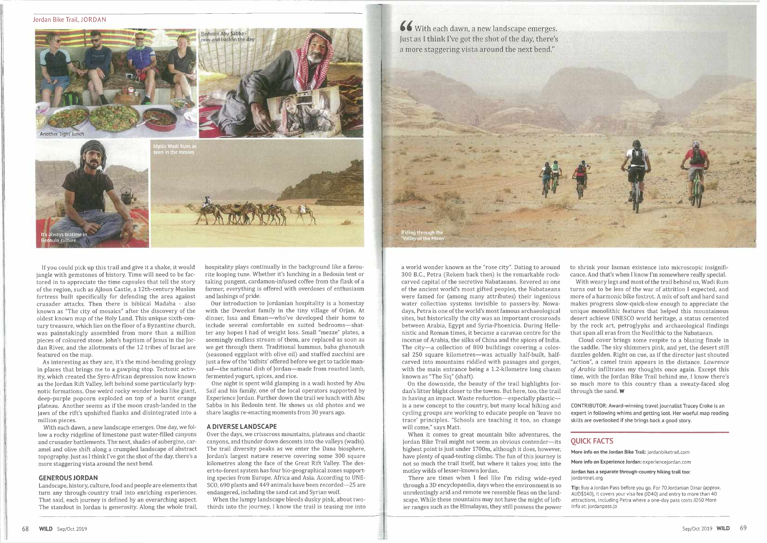Bedouin Abu Sabba - now and back in the day

Another 'light' lunch

It's always teatime in Bedouin culture

Idyllic Wadi Rum, as seen in the movies

> "With each dawn, a new landscape emerges. Just as I think I've got the shot of the day, there's a more staggering vista around the next bend."

Riding through the 'Valley of the Moon'

If you could pick up this trail and give it a shake, it would jangle with gemstones of history. Time will need to be factored in to appreciate the time capsules that tell the story of the region, such as Ajloun Castle, a 12th-century Muslim fortress built specifically for defending the area against crusader attacks. Then there is biblical Madaba - also known as "The city of mosaics" after the discovery of the oldest known map of the Holy Land. This unique sixth-century treasure, which lies on the floor of a Byzantine church, was painstakingly assembled from more than a million pieces of coloured stone. John's baptism of Jesus in the Jordan River, and the allotments of the 12 tribes of Israel are featured on the map.

As interesting as they are, it's the mind-bending geology in places that brings me to a gawping stop. Tectonic activity, which created the Syro-African depression now known as the Jordan Rift Valley, left behind some particularly hypnotic formations. One weird rocky wonder looks like giant, deep-purple popcorn exploded on top of a burnt orange plateau. Another seems as if the moon crash-landed in the jaws of the rift's upshifted flanks and disintegrated into a million pieces.

With each dawn, a new landscape emerges. One day, we follow a rocky ridgeline of limestone past water-filled canyons and crusader battlements. The next, shades of aubergine, caramel and olive shift along a crumpled landscape of abstract topography. Just as I think I've got the shot of the day, there's a more staggering vista around the next bend.

## GENEROUS JORDAN

Landscape, history, culture, food and people are elements that turn any through-country trail into enriching experiences. That said, each journey is defined by an overarching aspect. The standout in Jordan is generosity. Along the whole trail, hospitality plays continually in the background like a favourite looping tune. Whether it's lunching in a Bedouin tent or taking pungent, cardamon-infused coffee from the flask of a farmer, everything is offered with overdoses of enthusiasm and lashings of pride.

Our introduction to Jordanian hospitality is a homestay with the Dweekat family in the tiny village of Orjan. At dinner, Issa and Eman—who've developed their home to include several comfortable en suited bedrooms—shatter any hopes I had of weight loss. Small "mezze" plates, a seemingly endless stream of them, are replaced as soon as we get through them. Traditional hummus, baba ghanoush (seasoned eggplant with olive oil) and stuffed zucchini are just a few of the 'tidbits' offered before we get to tackle mansaf—the national dish of Jordan—made from roasted lamb, fermented yogurt, spices, and rice.

One night is spent wild glamping in a wadi hosted by Abu Saif and his family, one of the local operators supported by Experience Jordan. Further down the trail we lunch with Abu Sabba in his Bedouin tent. He shows us old photos and we share laughs re-enacting moments from 30 years ago.

## A DIVERSE LANDSCAPE

Over the days, we crisscross mountains, plateaus and chaotic canyons, and thunder down descents into the valleys (wadis). The trail diversity peaks as we enter the Dana biosphere, Jordan's largest nature reserve covering some 300 square kilometres along the face of the Great Rift Valley. The desert-to-forest system has four bio-geographical zones supporting species from Europe, Africa and Asia. According to UNESCO, 690 plants and 449 animals have been recorded—25 are endangered, including the sand cat and Syrian wolf.

When the lumpy landscape bleeds dusky pink, about two-thirds into the journey, I know the trail is teasing me into a world wonder known as the "rose city". Dating to around 300 B.C., Petra (Rekem back then) is the remarkable rock-carved capital of the secretive Nabataeans. Revered as one of the ancient world's most gifted peoples, the Nabataeans were famed for (among many attributes) their ingenious water collection systems invisible to passers-by. Nowadays, Petra is one of the world's most famous archaeological sites, but historically the city was an important crossroads between Arabia, Egypt and Syria-Phoenicia. During Hellenistic and Roman times, it became a caravan centre for the incense of Arabia, the silks of China and the spices of India. The city—a collection of 800 buildings covering a colossal 250 square kilometres—was actually half-built, half-carved into mountains riddled with passages and gorges, with the main entrance being a 1.2-kilometre long chasm known as "The Siq" (shaft).

On the downside, the beauty of the trail highlights Jordan's litter blight closer to the towns. But here, too, the trail is having an impact. Waste reduction—especially plastic—is a new concept to the country, but many local hiking and cycling groups are working to educate people on 'leave no trace' principles. "Schools are teaching it too, so change will come," says Matt.

When it comes to great mountain bike adventures, the Jordan Bike Trail might not seem an obvious contender—its highest point is just under 1700m, although it does, however, have plenty of quad-testing climbs. The fun of this journey is not so much the trail itself, but where it takes you; into the motley wilds of lesser-known Jordan.

There are times when I feel like I'm riding wide-eyed through a 3D encyclopaedia, days when the environment is so unrelentingly arid and remote we resemble fleas on the landscape. While these mountains may not have the might of loftier ranges such as the Himalayas, they still possess the power to shrink your human existence into microscopic insignificance. And that's when I know I'm somewhere really special.

With weary legs and most of the trail behind us, Wadi Rum turns out to be less of the war of attrition I expected, and more of a harmonic bike foxtrot. A mix of soft and hard sand makes progress slow-quick-slow enough to appreciate the unique monolithic features that helped this mountainous desert achieve UNESCO world heritage, a status cemented by the rock art, petroglyphs and archaeological findings that span all eras from the Neolithic to the Nabataean.

Cloud cover brings some respite to a blazing finale in the saddle. The sky shimmers pink, and yet, the desert still dazzles golden. Right on cue, as if the director just shouted "action", a camel train appears in the distance. *Lawrence of Arabia* infiltrates my thoughts once again. Except this time, with the Jordan Bike Trail behind me, I know there's so much more to this country than a sweaty-faced slog through the sand. **W**

**CONTRIBUTOR: Award-winning travel journalist Tracey Croke is an expert in following whims and getting lost. Her woeful map reading skills are overlooked if she brings back a good story.**

## QUICK FACTS

**More info on the Jordan Bike Trail:** jordanbiketrail.com

**More info on Experience Jordan:** experiencejordan.com

**Jordan has a separate through-country hiking trail too:** jordantrail.org

**Tip:** Buy a Jordan Pass before you go. For 70 Jordanian Dinar (approx. AUD$140), it covers your visa fee (JD40) and entry to more than 40 attractions, including Petra where a one-day pass costs JD50 More info at: jordanpass.jo